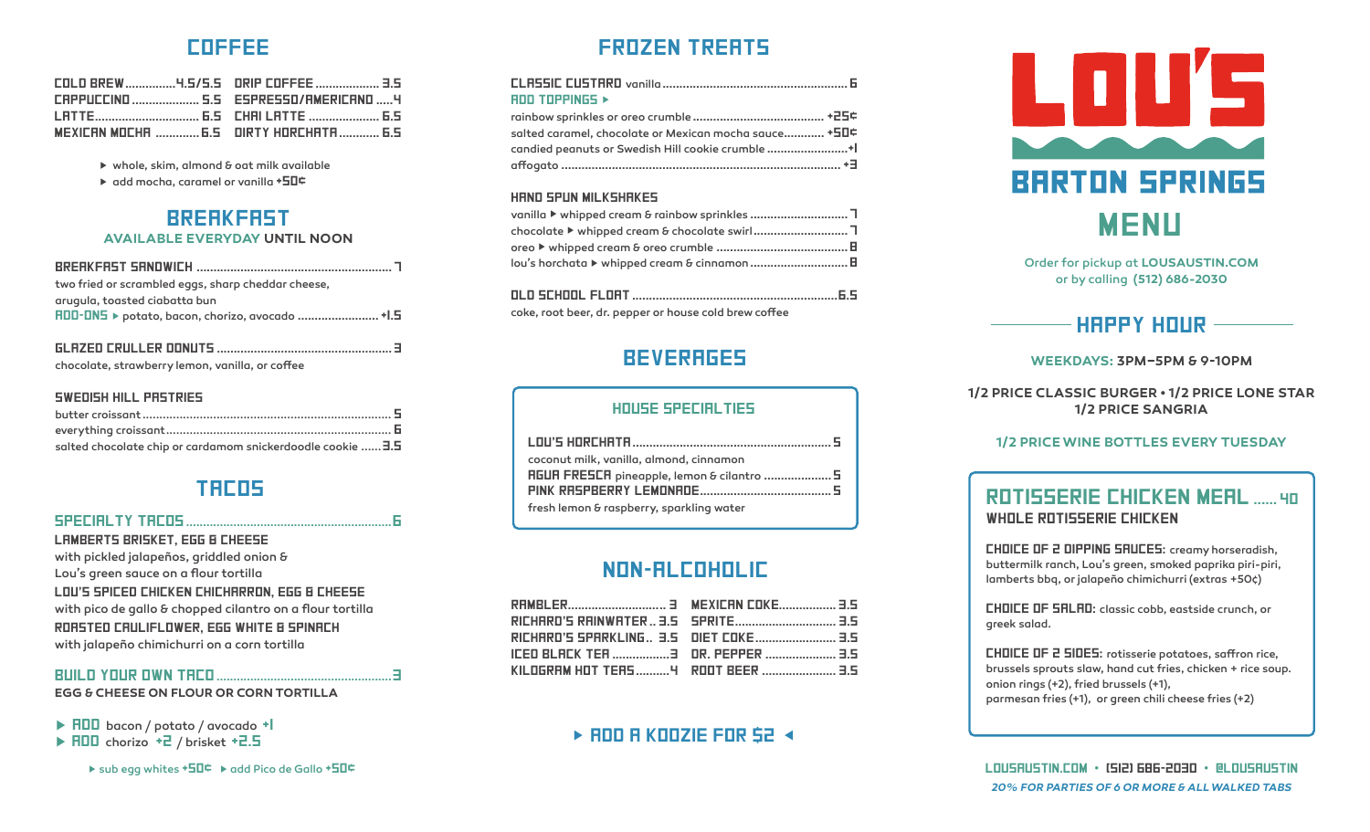# COFFEE

COLD BREW ............... 4.5/5.5
CAPPUCCINO .................... 5.5
LATTE .............................. 6.5
MEXICAN MOCHA ............. 6.5
DRIP COFFEE ................... 3.5
ESPRESSO/AMERICANO ..... 4
CHAI LATTE ..................... 6.5
DIRTY HORCHATA ............ 6.5

▸ whole, skim, almond & oat milk available
▸ add mocha, caramel or vanilla +50¢

# BREAKFAST

**AVAILABLE EVERYDAY UNTIL NOON**

BREAKFAST SANDWICH .......................................................... 7
two fried or scrambled eggs, sharp cheddar cheese, arugula, toasted ciabatta bun
ADD-ONS ▸ potato, bacon, chorizo, avocado ........................ +1.5

GLAZED CRULLER DONUTS .................................................... 3
chocolate, strawberry lemon, vanilla, or coffee

SWEDISH HILL PASTRIES
butter croissant ........................................................................... 5
everything croissant .................................................................... 6
salted chocolate chip or cardamom snickerdoodle cookie ...... 3.5

# TACOS

SPECIALTY TACOS ............................................................ 6

LAMBERTS BRISKET, EGG & CHEESE
with pickled jalapeños, griddled onion & Lou's green sauce on a flour tortilla

LOU'S SPICED CHICKEN CHICHARRON, EGG & CHEESE
with pico de gallo & chopped cilantro on a flour tortilla

ROASTED CAULIFLOWER, EGG WHITE & SPINACH
with jalapeño chimichurri on a corn tortilla

BUILD YOUR OWN TACO .................................................. 3
EGG & CHEESE ON FLOUR OR CORN TORTILLA

▸ ADD bacon / potato / avocado +1
▸ ADD chorizo +2 / brisket +2.5

▸ sub egg whites +50¢ ▸ add Pico de Gallo +50¢

# FROZEN TREATS

CLASSIC CUSTARD vanilla ....................................................... 6
ADD TOPPINGS ▸
rainbow sprinkles or oreo crumble ....................................... +25¢
salted caramel, chocolate or Mexican mocha sauce ............ +50¢
candied peanuts or Swedish Hill cookie crumble ........................ +1
affogato .................................................................................... +3

HAND SPUN MILKSHAKES
vanilla ▸ whipped cream & rainbow sprinkles ............................ 7
chocolate ▸ whipped cream & chocolate swirl ............................ 7
oreo ▸ whipped cream & oreo crumble ....................................... 8
lou's horchata ▸ whipped cream & cinnamon ............................. 8

OLD SCHOOL FLOAT ............................................................ 6.5
coke, root beer, dr. pepper or house cold brew coffee

# BEVERAGES

## HOUSE SPECIALTIES

LOU'S HORCHATA ........................................................... 5
coconut milk, vanilla, almond, cinnamon
AGUA FRESCA pineapple, lemon & cilantro ................... 5
PINK RASPBERRY LEMONADE ....................................... 5
fresh lemon & raspberry, sparkling water

# NON-ALCOHOLIC

RAMBLER ............................ 3
RICHARD'S RAINWATER .. 3.5
RICHARD'S SPARKLING .. 3.5
ICED BLACK TEA ................ 3
KILOGRAM HOT TEAS .......... 4
MEXICAN COKE ................ 3.5
SPRITE .............................. 3.5
DIET COKE ........................ 3.5
DR. PEPPER ...................... 3.5
ROOT BEER ...................... 3.5

▸ ADD A KOOZIE FOR $2 ◂

# LOU'S

# BARTON SPRINGS

# MENU

Order for pickup at LOUSAUSTIN.COM
or by calling (512) 686-2030

## HAPPY HOUR

**WEEKDAYS: 3PM–5PM & 9–10PM**

**1/2 PRICE CLASSIC BURGER • 1/2 PRICE LONE STAR**
**1/2 PRICE SANGRIA**

**1/2 PRICE WINE BOTTLES EVERY TUESDAY**

## ROTISSERIE CHICKEN MEAL ...... 40

WHOLE ROTISSERIE CHICKEN

CHOICE OF 2 DIPPING SAUCES: creamy horseradish, buttermilk ranch, Lou's green, smoked paprika piri-piri, lamberts bbq, or jalapeño chimichurri (extras +50¢)

CHOICE OF SALAD: classic cobb, eastside crunch, or greek salad.

CHOICE OF 2 SIDES: rotisserie potatoes, saffron rice, brussels sprouts slaw, hand cut fries, chicken + rice soup. onion rings (+2), fried brussels (+1), parmesan fries (+1), or green chili cheese fries (+2)

LOUSAUSTIN.COM • (512) 686-2030 • @LOUSAUSTIN

*20% FOR PARTIES OF 6 OR MORE & ALL WALKED TABS*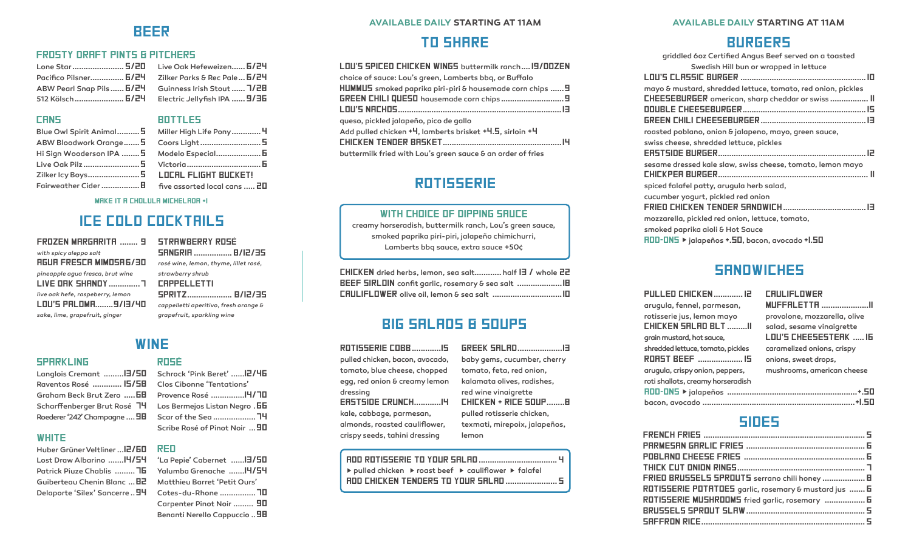# BEER

## FROSTY DRAFT PINTS & PITCHERS

- Lone Star ....................... 5/20
- Pacifico Pilsner ............... 6/24
- ABW Pearl Snap Pils ...... 6/24
- 512 Kölsch ...................... 6/24
- Live Oak Hefeweizen...... 6/24
- Zilker Parks & Rec Pale ... 6/24
- Guinness Irish Stout ...... 7/28
- Electric Jellyfish IPA ...... 9/36

## CANS

- Blue Owl Spirit Animal.......... 5
- ABW Bloodwork Orange....... 5
- Hi Sign Wooderson IPA ........ 5
- Live Oak Pilz ......................... 5
- Zilker Icy Boys....................... 5
- Fairweather Cider ................ 8

## BOTTLES

- Miller High Life Pony............. 4
- Coors Light ........................... 5
- Modelo Especial.................... 6
- Victoria ................................. 6
- LOCAL FLIGHT BUCKET!
  five assorted local cans ..... 20

MAKE IT A CHOLULA MICHELADA +1

# ICE COLD COCKTAILS

**FROZEN MARGARITA** ........ 9
*with spicy aleppo salt*

**AGUA FRESCA MIMOSA** 6/30
*pineapple agua fresca, brut wine*

**LIVE OAK SHANDY** .............. 7
*live oak hefe, raspeberry, lemon*

**LOU'S PALOMA**........ 9/13/40
*sake, lime, grapefruit, ginger*

**STRAWBERRY ROSÉ SANGRIA** ................. 8/12/35
*rosé wine, lemon, thyme, lillet rosé, strawberry shrub*

**CAPPELLETTI SPRITZ**.................... 8/12/35
*cappelletti aperitivo, fresh orange & grapefruit, sparkling wine*

# WINE

## SPARKLING

- Langlois Cremant .........13/50
- Raventos Rosé ............. 15/58
- Graham Beck Brut Zero ..... 68
- Scharffenberger Brut Rosé 74
- Roederer '242' Champagne .... 98

## ROSÉ

- Schrock 'Pink Beret' ......12/46
- Clos Cibonne 'Tentations' Provence Rosé ..............14/70
- Los Bermejos Listan Negro . 66
- Scar of the Sea .................. 74
- Scribe Rosé of Pinot Noir ... 90

## WHITE

- Huber Grüner Veltliner ...12/60
- Lost Draw Albarino .......14/54
- Patrick Piuze Chablis ......... 76
- Guiberteau Chenin Blanc ... 82
- Delaporte 'Silex' Sancerre .. 94

## RED

- 'La Pepie' Cabernet ......13/50
- Yalumba Grenache .......14/54
- Matthieu Barret 'Petit Ours' Cotes-du-Rhone ................ 70
- Carpenter Pinot Noir ......... 90
- Benanti Nerello Cappuccio .. 98

---

AVAILABLE DAILY STARTING AT 11AM

# TO SHARE

**LOU'S SPICED CHICKEN WINGS** buttermilk ranch.... 19/DOZEN
choice of sauce: Lou's green, Lamberts bbq, or Buffalo

**HUMMUS** smoked paprika piri-piri & housemade corn chips ...... 9

**GREEN CHILI QUESO** housemade corn chips ........................... 9

**LOU'S NACHOS**......................................................... 13
queso, pickled jalapeño, pico de gallo
Add pulled chicken +4, lamberts brisket +4.5, sirloin +4

**CHICKEN TENDER BASKET**..................................................... 14
buttermilk fried with Lou's green sauce & an order of fries

# ROTISSERIE

**WITH CHOICE OF DIPPING SAUCE**
creamy horseradish, buttermilk ranch, Lou's green sauce, smoked paprika piri-piri, jalapeño chimichurri, Lamberts bbq sauce, extra sauce +50¢

**CHICKEN** dried herbs, lemon, sea salt............ half 13 / whole 22

**BEEF SIRLOIN** confit garlic, rosemary & sea salt .................... 18

**CAULIFLOWER** olive oil, lemon & sea salt ............................... 10

# BIG SALADS & SOUPS

**ROTISSERIE COBB**.............15
pulled chicken, bacon, avocado, tomato, blue cheese, chopped egg, red onion & creamy lemon dressing

**EASTSIDE CRUNCH**............14
kale, cabbage, parmesan, almonds, roasted cauliflower, crispy seeds, tahini dressing

**GREEK SALAD**...................13
baby gems, cucumber, cherry tomato, feta, red onion, kalamata olives, radishes, red wine vinaigrette

**CHICKEN + RICE SOUP**........8
pulled rotisserie chicken, texmati, mirepoix, jalapeños, lemon

**ADD ROTISSERIE TO YOUR SALAD** .................................. 4
▸ pulled chicken ▸ roast beef ▸ cauliflower ▸ falafel

**ADD CHICKEN TENDERS TO YOUR SALAD** ........................ 5

---

AVAILABLE DAILY STARTING AT 11AM

# BURGERS

griddled 6oz Certified Angus Beef served on a toasted Swedish Hill bun or wrapped in lettuce

**LOU'S CLASSIC BURGER** ....................................................... 10
mayo & mustard, shredded lettuce, tomato, red onion, pickles

**CHEESEBURGER** american, sharp cheddar or swiss ................ 11

**DOUBLE CHEESEBURGER**........................................................ 15

**GREEN CHILI CHEESEBURGER**.............................................. 13
roasted poblano, onion & jalapeno, mayo, green sauce, swiss cheese, shredded lettuce, pickles

**EASTSIDE BURGER**................................................................. 12
sesame dressed kale slaw, swiss cheese, tomato, lemon mayo

**CHICKPEA BURGER**.................................................................. 11
spiced falafel patty, arugula herb salad, cucumber yogurt, pickled red onion

**FRIED CHICKEN TENDER SANDWICH**..................................... 13
mozzarella, pickled red onion, lettuce, tomato, smoked paprika aioli & Hot Sauce

**ADD-ONS** ▸ jalapeños +.50, bacon, avocado +1.50

# SANDWICHES

**PULLED CHICKEN**............. 12
arugula, fennel, parmesan, rotisserie jus, lemon mayo

**CHICKEN SALAD BLT** .........11
grain mustard, hot sauce, shredded lettuce, tomato, pickles

**ROAST BEEF** .................... 15
arugula, crispy onion, peppers, roti shallots, creamy horseradish

**CAULIFLOWER MUFFALETTA** .....................11
provolone, mozzarella, olive salad, sesame vinaigrette

**LOU'S CHEESESTEAK** ..... 16
caramelized onions, crispy onions, sweet drops, mushrooms, american cheese

**ADD-ONS** ▸ jalapeños ........................................................+.50
bacon, avocado ..................................................................+1.50

# SIDES

- **FRENCH FRIES** ....................................................... 5
- **PARMESAN GARLIC FRIES** ..................................... 6
- **POBLANO CHEESE FRIES** ...................................... 6
- **THICK CUT ONION RINGS**........................................ 7
- **FRIED BRUSSELS SPROUTS** serrano chili honey ................... 8
- **ROTISSERIE POTATOES** garlic, rosemary & mustard jus ....... 6
- **ROTISSERIE MUSHROOMS** fried garlic, rosemary .................. 6
- **BRUSSELS SPROUT SLAW**.................................................... 5
- **SAFFRON RICE**........................................................................ 5